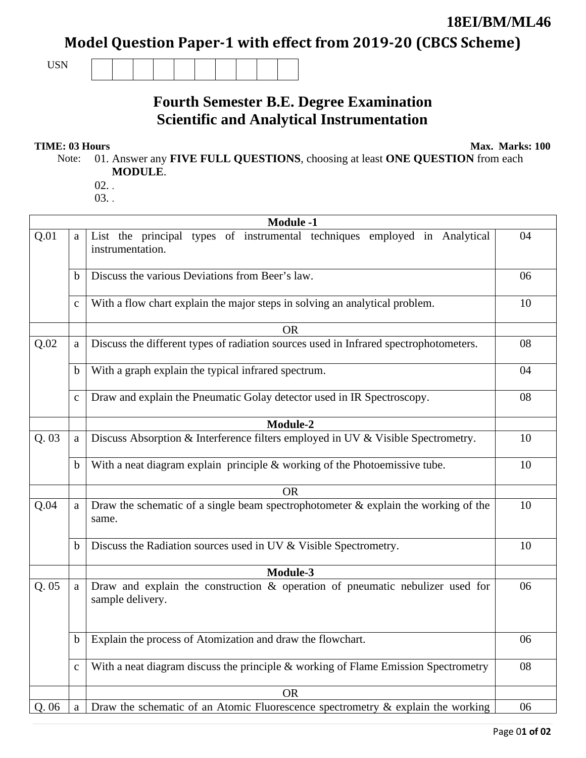**18EI/BM/ML46**

# Model Question Paper-1 with effect from 2019-20 (CBCS Scheme)

USN | | | | | | | | | | |

## Fourth Semester B.E. Degree Examination
## Scientific and Analytical Instrumentation

**TIME: 03 Hours** **Max. Marks: 100**

Note: 01. Answer any **FIVE FULL QUESTIONS**, choosing at least **ONE QUESTION** from each **MODULE**.

02. .

03. .

| | | **Module -1** | |
|---|---|---|---|
| Q.01 | a | List the principal types of instrumental techniques employed in Analytical instrumentation. | 04 |
| | b | Discuss the various Deviations from Beer's law. | 06 |
| | c | With a flow chart explain the major steps in solving an analytical problem. | 10 |
| | | OR | |
| Q.02 | a | Discuss the different types of radiation sources used in Infrared spectrophotometers. | 08 |
| | b | With a graph explain the typical infrared spectrum. | 04 |
| | c | Draw and explain the Pneumatic Golay detector used in IR Spectroscopy. | 08 |
| | | **Module-2** | |
| Q. 03 | a | Discuss Absorption & Interference filters employed in UV & Visible Spectrometry. | 10 |
| | b | With a neat diagram explain principle & working of the Photoemissive tube. | 10 |
| | | OR | |
| Q.04 | a | Draw the schematic of a single beam spectrophotometer & explain the working of the same. | 10 |
| | b | Discuss the Radiation sources used in UV & Visible Spectrometry. | 10 |
| | | **Module-3** | |
| Q. 05 | a | Draw and explain the construction & operation of pneumatic nebulizer used for sample delivery. | 06 |
| | b | Explain the process of Atomization and draw the flowchart. | 06 |
| | c | With a neat diagram discuss the principle & working of Flame Emission Spectrometry | 08 |
| | | OR | |
| Q. 06 | a | Draw the schematic of an Atomic Fluorescence spectrometry & explain the working | 06 |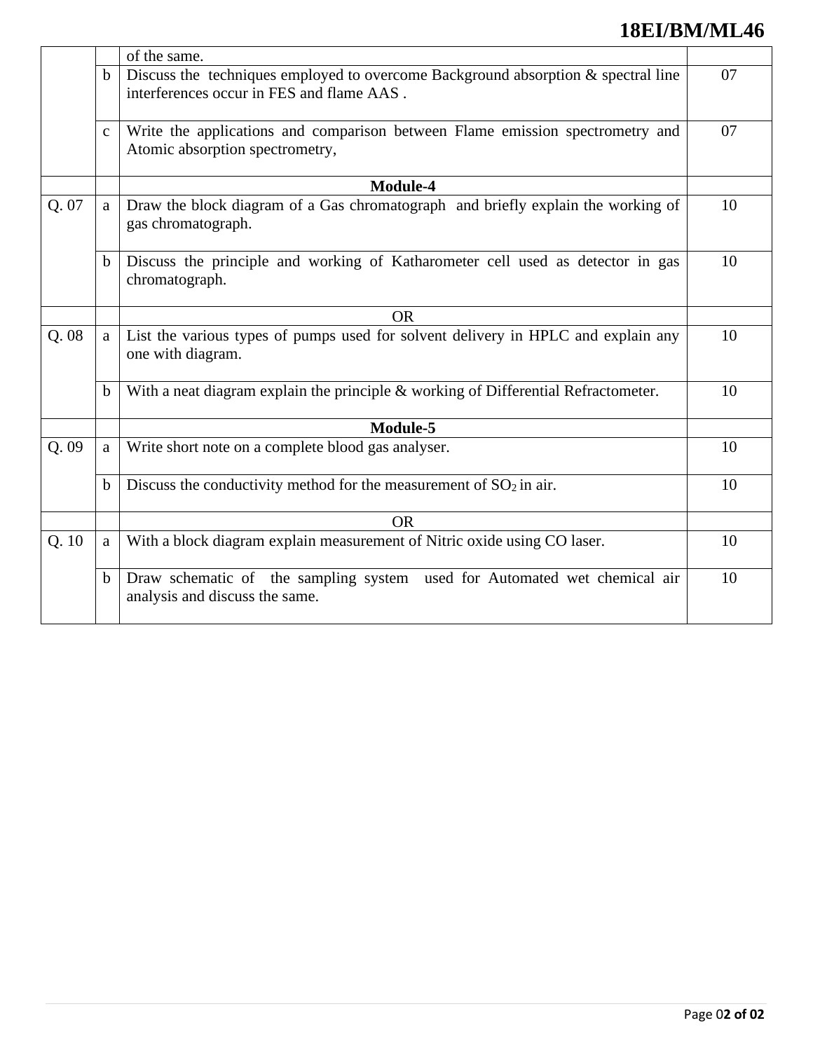| | | | |
|---|---|---|---|
| | | of the same. | |
| | b | Discuss the techniques employed to overcome Background absorption & spectral line interferences occur in FES and flame AAS . | 07 |
| | c | Write the applications and comparison between Flame emission spectrometry and Atomic absorption spectrometry, | 07 |
| | | **Module-4** | |
| Q. 07 | a | Draw the block diagram of a Gas chromatograph and briefly explain the working of gas chromatograph. | 10 |
| | b | Discuss the principle and working of Katharometer cell used as detector in gas chromatograph. | 10 |
| | | OR | |
| Q. 08 | a | List the various types of pumps used for solvent delivery in HPLC and explain any one with diagram. | 10 |
| | b | With a neat diagram explain the principle & working of Differential Refractometer. | 10 |
| | | **Module-5** | |
| Q. 09 | a | Write short note on a complete blood gas analyser. | 10 |
| | b | Discuss the conductivity method for the measurement of $SO_2$ in air. | 10 |
| | | OR | |
| Q. 10 | a | With a block diagram explain measurement of Nitric oxide using CO laser. | 10 |
| | b | Draw schematic of the sampling system used for Automated wet chemical air analysis and discuss the same. | 10 |